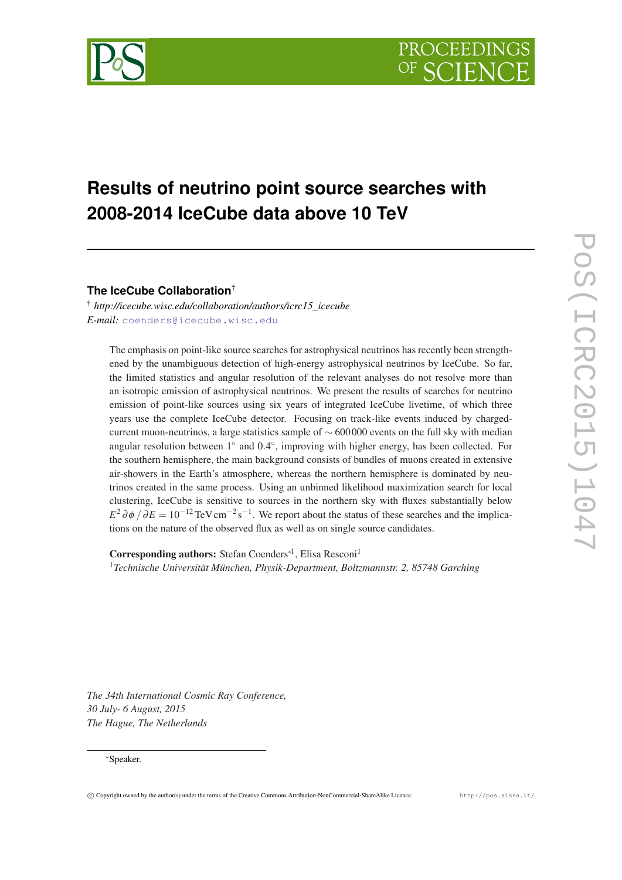# Results of neutrino point source searches with 2008-2014 IceCube data above 10 TeV

**The IceCube Collaboration**[†]

[†] *http://icecube.wisc.edu/collaboration/authors/icrc15_icecube*
*E-mail:* coenders@icecube.wisc.edu

The emphasis on point-like source searches for astrophysical neutrinos has recently been strengthened by the unambiguous detection of high-energy astrophysical neutrinos by IceCube. So far, the limited statistics and angular resolution of the relevant analyses do not resolve more than an isotropic emission of astrophysical neutrinos. We present the results of searches for neutrino emission of point-like sources using six years of integrated IceCube livetime, of which three years use the complete IceCube detector. Focusing on track-like events induced by charged-current muon-neutrinos, a large statistics sample of $\sim 600\,000$ events on the full sky with median angular resolution between $1^\circ$ and $0.4^\circ$, improving with higher energy, has been collected. For the southern hemisphere, the main background consists of bundles of muons created in extensive air-showers in the Earth's atmosphere, whereas the northern hemisphere is dominated by neutrinos created in the same process. Using an unbinned likelihood maximization search for local clustering, IceCube is sensitive to sources in the northern sky with fluxes substantially below $E^2\,\partial\phi\,/\,\partial E = 10^{-12}\,\mathrm{TeV\,cm^{-2}\,s^{-1}}$. We report about the status of these searches and the implications on the nature of the observed flux as well as on single source candidates.

**Corresponding authors:** Stefan Coenders*[1], Elisa Resconi[1]
[1] *Technische Universität München, Physik-Department, Boltzmannstr. 2, 85748 Garching*

*The 34th International Cosmic Ray Conference,*
*30 July- 6 August, 2015*
*The Hague, The Netherlands*

*Speaker.

© Copyright owned by the author(s) under the terms of the Creative Commons Attribution-NonCommercial-ShareAlike Licence. http://pos.sissa.it/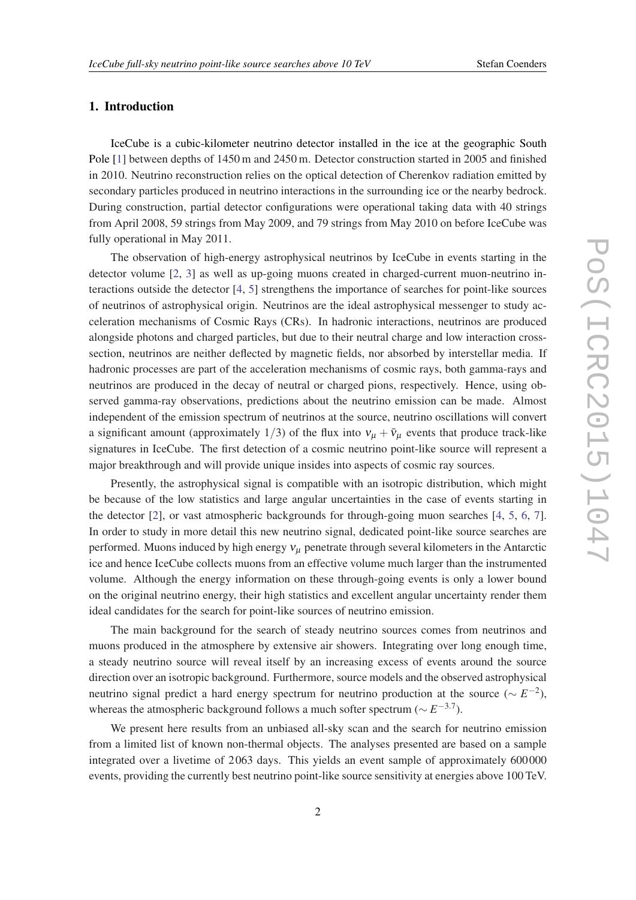## 1. Introduction

IceCube is a cubic-kilometer neutrino detector installed in the ice at the geographic South Pole [1] between depths of 1450 m and 2450 m. Detector construction started in 2005 and finished in 2010. Neutrino reconstruction relies on the optical detection of Cherenkov radiation emitted by secondary particles produced in neutrino interactions in the surrounding ice or the nearby bedrock. During construction, partial detector configurations were operational taking data with 40 strings from April 2008, 59 strings from May 2009, and 79 strings from May 2010 on before IceCube was fully operational in May 2011.

The observation of high-energy astrophysical neutrinos by IceCube in events starting in the detector volume [2, 3] as well as up-going muons created in charged-current muon-neutrino interactions outside the detector [4, 5] strengthens the importance of searches for point-like sources of neutrinos of astrophysical origin. Neutrinos are the ideal astrophysical messenger to study acceleration mechanisms of Cosmic Rays (CRs). In hadronic interactions, neutrinos are produced alongside photons and charged particles, but due to their neutral charge and low interaction cross-section, neutrinos are neither deflected by magnetic fields, nor absorbed by interstellar media. If hadronic processes are part of the acceleration mechanisms of cosmic rays, both gamma-rays and neutrinos are produced in the decay of neutral or charged pions, respectively. Hence, using observed gamma-ray observations, predictions about the neutrino emission can be made. Almost independent of the emission spectrum of neutrinos at the source, neutrino oscillations will convert a significant amount (approximately $1/3$) of the flux into $\nu_\mu + \bar{\nu}_\mu$ events that produce track-like signatures in IceCube. The first detection of a cosmic neutrino point-like source will represent a major breakthrough and will provide unique insides into aspects of cosmic ray sources.

Presently, the astrophysical signal is compatible with an isotropic distribution, which might be because of the low statistics and large angular uncertainties in the case of events starting in the detector [2], or vast atmospheric backgrounds for through-going muon searches [4, 5, 6, 7]. In order to study in more detail this new neutrino signal, dedicated point-like source searches are performed. Muons induced by high energy $\nu_\mu$ penetrate through several kilometers in the Antarctic ice and hence IceCube collects muons from an effective volume much larger than the instrumented volume. Although the energy information on these through-going events is only a lower bound on the original neutrino energy, their high statistics and excellent angular uncertainty render them ideal candidates for the search for point-like sources of neutrino emission.

The main background for the search of steady neutrino sources comes from neutrinos and muons produced in the atmosphere by extensive air showers. Integrating over long enough time, a steady neutrino source will reveal itself by an increasing excess of events around the source direction over an isotropic background. Furthermore, source models and the observed astrophysical neutrino signal predict a hard energy spectrum for neutrino production at the source ($\sim E^{-2}$), whereas the atmospheric background follows a much softer spectrum ($\sim E^{-3.7}$).

We present here results from an unbiased all-sky scan and the search for neutrino emission from a limited list of known non-thermal objects. The analyses presented are based on a sample integrated over a livetime of 2063 days. This yields an event sample of approximately 600000 events, providing the currently best neutrino point-like source sensitivity at energies above 100 TeV.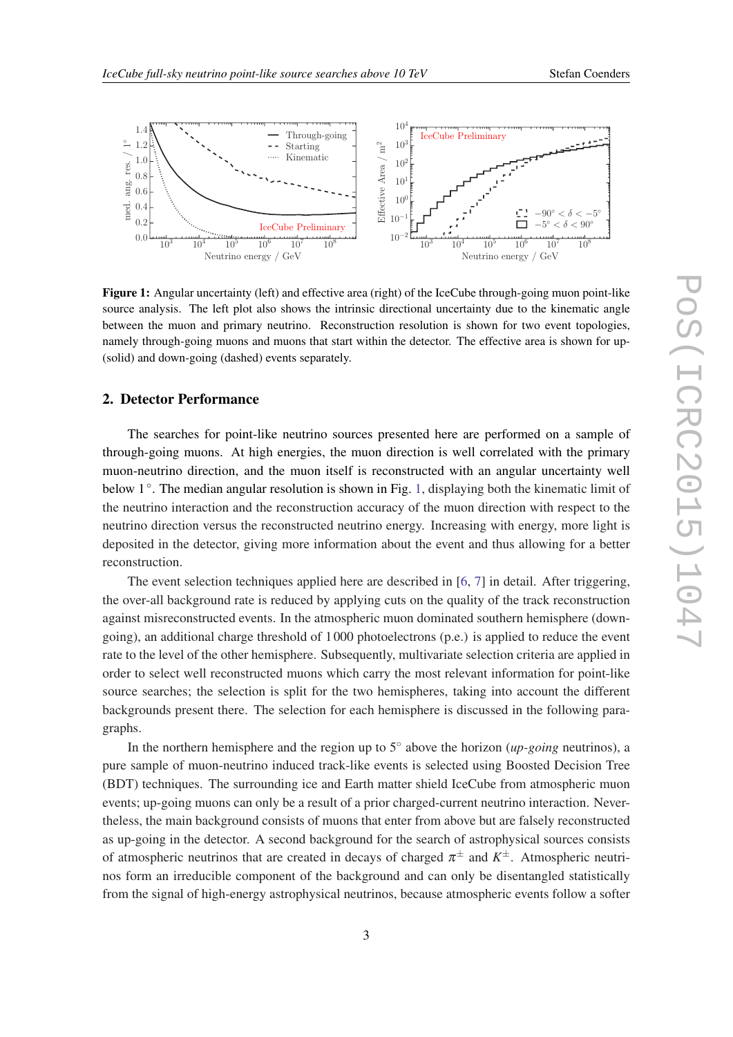**Figure 1:** Angular uncertainty (left) and effective area (right) of the IceCube through-going muon point-like source analysis. The left plot also shows the intrinsic directional uncertainty due to the kinematic angle between the muon and primary neutrino. Reconstruction resolution is shown for two event topologies, namely through-going muons and muons that start within the detector. The effective area is shown for up- (solid) and down-going (dashed) events separately.

## 2. Detector Performance

The searches for point-like neutrino sources presented here are performed on a sample of through-going muons. At high energies, the muon direction is well correlated with the primary muon-neutrino direction, and the muon itself is reconstructed with an angular uncertainty well below $1^\circ$. The median angular resolution is shown in Fig. 1, displaying both the kinematic limit of the neutrino interaction and the reconstruction accuracy of the muon direction with respect to the neutrino direction versus the reconstructed neutrino energy. Increasing with energy, more light is deposited in the detector, giving more information about the event and thus allowing for a better reconstruction.

The event selection techniques applied here are described in [6, 7] in detail. After triggering, the over-all background rate is reduced by applying cuts on the quality of the track reconstruction against misreconstructed events. In the atmospheric muon dominated southern hemisphere (down-going), an additional charge threshold of 1 000 photoelectrons (p.e.) is applied to reduce the event rate to the level of the other hemisphere. Subsequently, multivariate selection criteria are applied in order to select well reconstructed muons which carry the most relevant information for point-like source searches; the selection is split for the two hemispheres, taking into account the different backgrounds present there. The selection for each hemisphere is discussed in the following paragraphs.

In the northern hemisphere and the region up to $5^\circ$ above the horizon (*up-going* neutrinos), a pure sample of muon-neutrino induced track-like events is selected using Boosted Decision Tree (BDT) techniques. The surrounding ice and Earth matter shield IceCube from atmospheric muon events; up-going muons can only be a result of a prior charged-current neutrino interaction. Nevertheless, the main background consists of muons that enter from above but are falsely reconstructed as up-going in the detector. A second background for the search of astrophysical sources consists of atmospheric neutrinos that are created in decays of charged $\pi^\pm$ and $K^\pm$. Atmospheric neutrinos form an irreducible component of the background and can only be disentangled statistically from the signal of high-energy astrophysical neutrinos, because atmospheric events follow a softer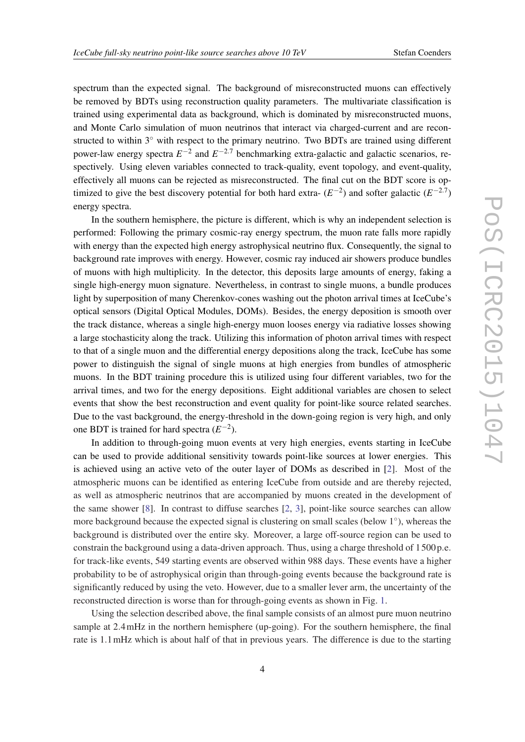spectrum than the expected signal. The background of misreconstructed muons can effectively be removed by BDTs using reconstruction quality parameters. The multivariate classification is trained using experimental data as background, which is dominated by misreconstructed muons, and Monte Carlo simulation of muon neutrinos that interact via charged-current and are reconstructed to within $3^\circ$ with respect to the primary neutrino. Two BDTs are trained using different power-law energy spectra $E^{-2}$ and $E^{-2.7}$ benchmarking extra-galactic and galactic scenarios, respectively. Using eleven variables connected to track-quality, event topology, and event-quality, effectively all muons can be rejected as misreconstructed. The final cut on the BDT score is optimized to give the best discovery potential for both hard extra- ($E^{-2}$) and softer galactic ($E^{-2.7}$) energy spectra.

In the southern hemisphere, the picture is different, which is why an independent selection is performed: Following the primary cosmic-ray energy spectrum, the muon rate falls more rapidly with energy than the expected high energy astrophysical neutrino flux. Consequently, the signal to background rate improves with energy. However, cosmic ray induced air showers produce bundles of muons with high multiplicity. In the detector, this deposits large amounts of energy, faking a single high-energy muon signature. Nevertheless, in contrast to single muons, a bundle produces light by superposition of many Cherenkov-cones washing out the photon arrival times at IceCube's optical sensors (Digital Optical Modules, DOMs). Besides, the energy deposition is smooth over the track distance, whereas a single high-energy muon looses energy via radiative losses showing a large stochasticity along the track. Utilizing this information of photon arrival times with respect to that of a single muon and the differential energy depositions along the track, IceCube has some power to distinguish the signal of single muons at high energies from bundles of atmospheric muons. In the BDT training procedure this is utilized using four different variables, two for the arrival times, and two for the energy depositions. Eight additional variables are chosen to select events that show the best reconstruction and event quality for point-like source related searches. Due to the vast background, the energy-threshold in the down-going region is very high, and only one BDT is trained for hard spectra ($E^{-2}$).

In addition to through-going muon events at very high energies, events starting in IceCube can be used to provide additional sensitivity towards point-like sources at lower energies. This is achieved using an active veto of the outer layer of DOMs as described in [2]. Most of the atmospheric muons can be identified as entering IceCube from outside and are thereby rejected, as well as atmospheric neutrinos that are accompanied by muons created in the development of the same shower [8]. In contrast to diffuse searches [2, 3], point-like source searches can allow more background because the expected signal is clustering on small scales (below $1^\circ$), whereas the background is distributed over the entire sky. Moreover, a large off-source region can be used to constrain the background using a data-driven approach. Thus, using a charge threshold of 1 500 p.e. for track-like events, 549 starting events are observed within 988 days. These events have a higher probability to be of astrophysical origin than through-going events because the background rate is significantly reduced by using the veto. However, due to a smaller lever arm, the uncertainty of the reconstructed direction is worse than for through-going events as shown in Fig. 1.

Using the selection described above, the final sample consists of an almost pure muon neutrino sample at 2.4 mHz in the northern hemisphere (up-going). For the southern hemisphere, the final rate is 1.1 mHz which is about half of that in previous years. The difference is due to the starting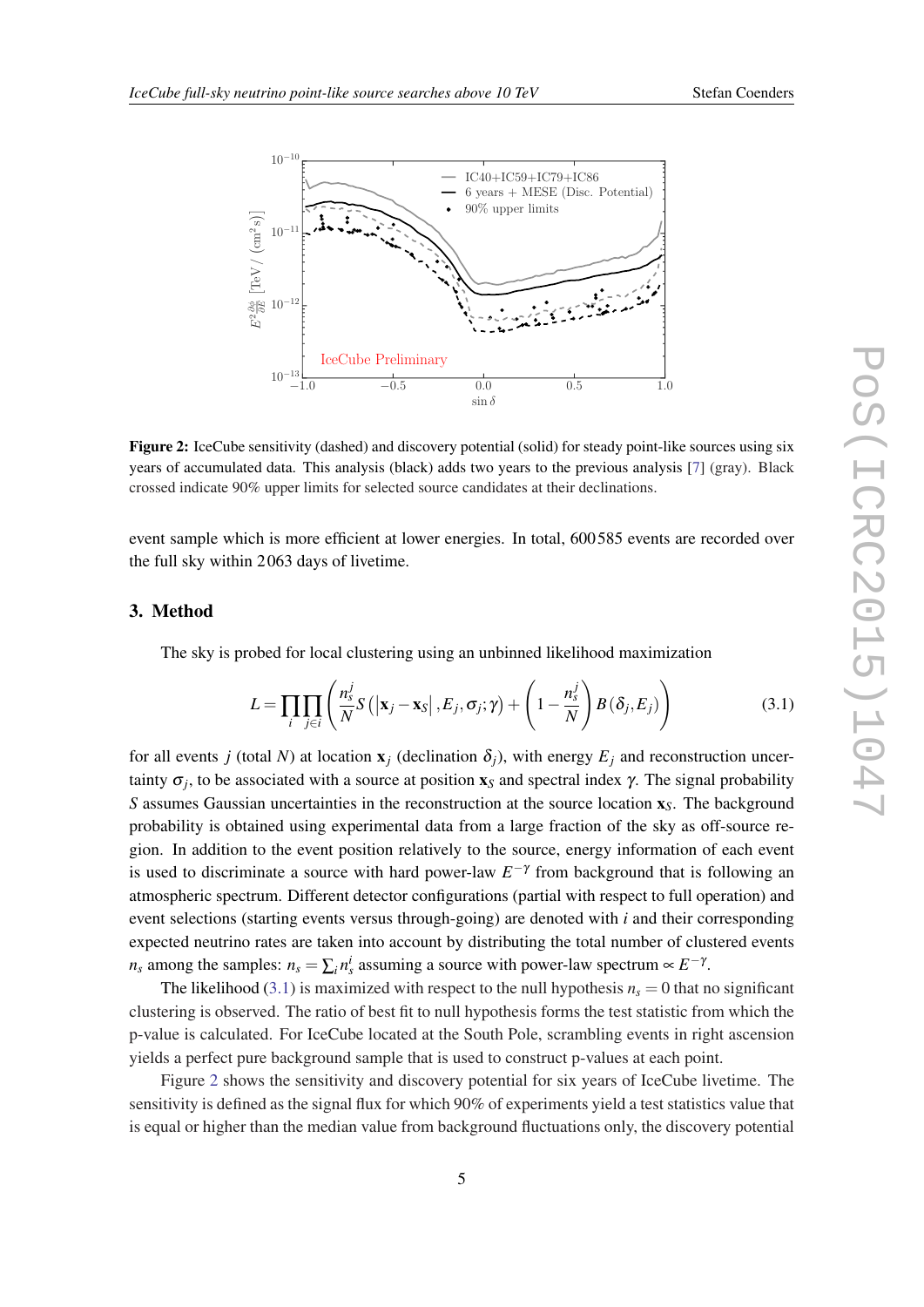**Figure 2:** IceCube sensitivity (dashed) and discovery potential (solid) for steady point-like sources using six years of accumulated data. This analysis (black) adds two years to the previous analysis [7] (gray). Black crossed indicate 90% upper limits for selected source candidates at their declinations.

event sample which is more efficient at lower energies. In total, 600585 events are recorded over the full sky within 2063 days of livetime.

## 3. Method

The sky is probed for local clustering using an unbinned likelihood maximization

$$L = \prod_i \prod_{j \in i} \left( \frac{n_s^j}{N} S\left(\left|\mathbf{x}_j - \mathbf{x}_S\right|, E_j, \sigma_j; \gamma\right) + \left(1 - \frac{n_s^j}{N}\right) B\left(\delta_j, E_j\right) \right) \tag{3.1}$$

for all events $j$ (total $N$) at location $\mathbf{x}_j$ (declination $\delta_j$), with energy $E_j$ and reconstruction uncertainty $\sigma_j$, to be associated with a source at position $\mathbf{x}_S$ and spectral index $\gamma$. The signal probability $S$ assumes Gaussian uncertainties in the reconstruction at the source location $\mathbf{x}_S$. The background probability is obtained using experimental data from a large fraction of the sky as off-source region. In addition to the event position relatively to the source, energy information of each event is used to discriminate a source with hard power-law $E^{-\gamma}$ from background that is following an atmospheric spectrum. Different detector configurations (partial with respect to full operation) and event selections (starting events versus through-going) are denoted with $i$ and their corresponding expected neutrino rates are taken into account by distributing the total number of clustered events $n_s$ among the samples: $n_s = \sum_i n_s^i$ assuming a source with power-law spectrum $\propto E^{-\gamma}$.

The likelihood (3.1) is maximized with respect to the null hypothesis $n_s = 0$ that no significant clustering is observed. The ratio of best fit to null hypothesis forms the test statistic from which the p-value is calculated. For IceCube located at the South Pole, scrambling events in right ascension yields a perfect pure background sample that is used to construct p-values at each point.

Figure 2 shows the sensitivity and discovery potential for six years of IceCube livetime. The sensitivity is defined as the signal flux for which 90% of experiments yield a test statistics value that is equal or higher than the median value from background fluctuations only, the discovery potential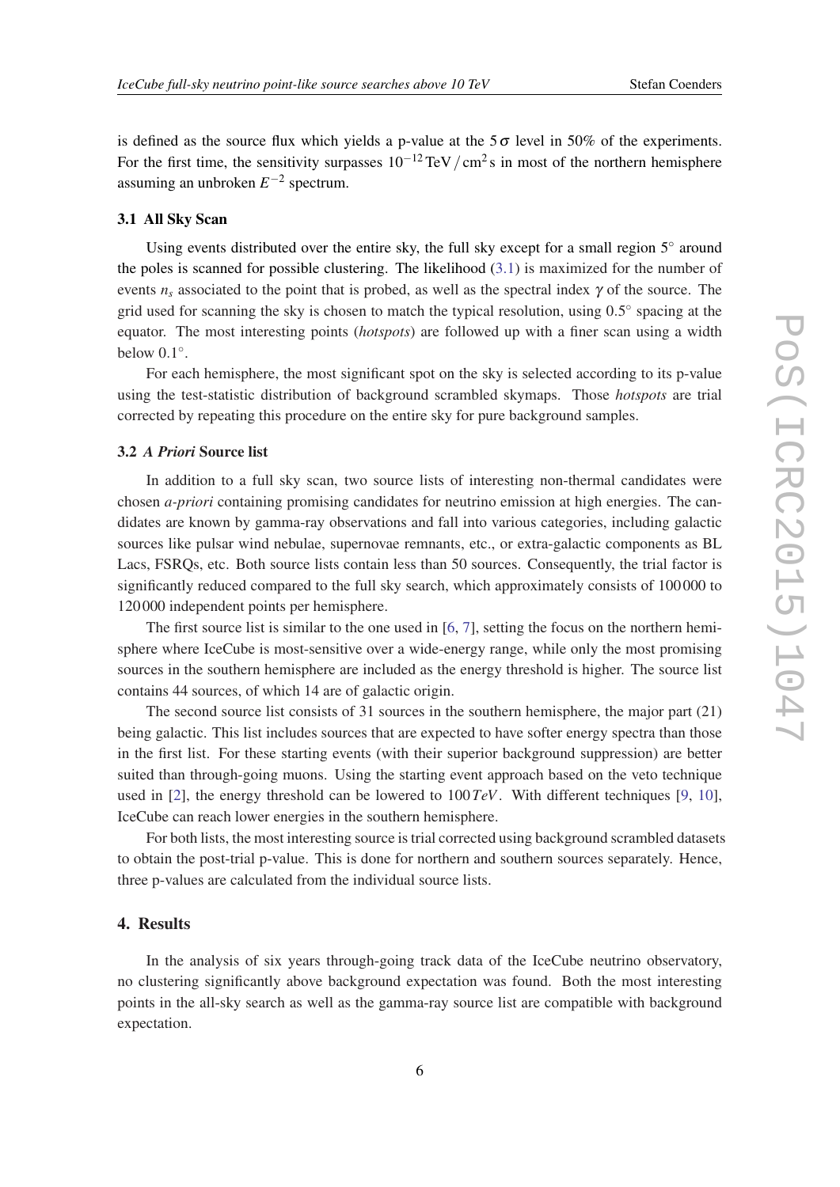is defined as the source flux which yields a p-value at the $5\sigma$ level in 50% of the experiments. For the first time, the sensitivity surpasses $10^{-12}\,\mathrm{TeV}/\mathrm{cm}^2\,\mathrm{s}$ in most of the northern hemisphere assuming an unbroken $E^{-2}$ spectrum.

### 3.1 All Sky Scan

Using events distributed over the entire sky, the full sky except for a small region $5^\circ$ around the poles is scanned for possible clustering. The likelihood (3.1) is maximized for the number of events $n_s$ associated to the point that is probed, as well as the spectral index $\gamma$ of the source. The grid used for scanning the sky is chosen to match the typical resolution, using $0.5^\circ$ spacing at the equator. The most interesting points (*hotspots*) are followed up with a finer scan using a width below $0.1^\circ$.

For each hemisphere, the most significant spot on the sky is selected according to its p-value using the test-statistic distribution of background scrambled skymaps. Those *hotspots* are trial corrected by repeating this procedure on the entire sky for pure background samples.

### 3.2 *A Priori* Source list

In addition to a full sky scan, two source lists of interesting non-thermal candidates were chosen *a-priori* containing promising candidates for neutrino emission at high energies. The candidates are known by gamma-ray observations and fall into various categories, including galactic sources like pulsar wind nebulae, supernovae remnants, etc., or extra-galactic components as BL Lacs, FSRQs, etc. Both source lists contain less than 50 sources. Consequently, the trial factor is significantly reduced compared to the full sky search, which approximately consists of 100 000 to 120 000 independent points per hemisphere.

The first source list is similar to the one used in [6, 7], setting the focus on the northern hemisphere where IceCube is most-sensitive over a wide-energy range, while only the most promising sources in the southern hemisphere are included as the energy threshold is higher. The source list contains 44 sources, of which 14 are of galactic origin.

The second source list consists of 31 sources in the southern hemisphere, the major part (21) being galactic. This list includes sources that are expected to have softer energy spectra than those in the first list. For these starting events (with their superior background suppression) are better suited than through-going muons. Using the starting event approach based on the veto technique used in [2], the energy threshold can be lowered to $100\,TeV$. With different techniques [9, 10], IceCube can reach lower energies in the southern hemisphere.

For both lists, the most interesting source is trial corrected using background scrambled datasets to obtain the post-trial p-value. This is done for northern and southern sources separately. Hence, three p-values are calculated from the individual source lists.

## 4. Results

In the analysis of six years through-going track data of the IceCube neutrino observatory, no clustering significantly above background expectation was found. Both the most interesting points in the all-sky search as well as the gamma-ray source list are compatible with background expectation.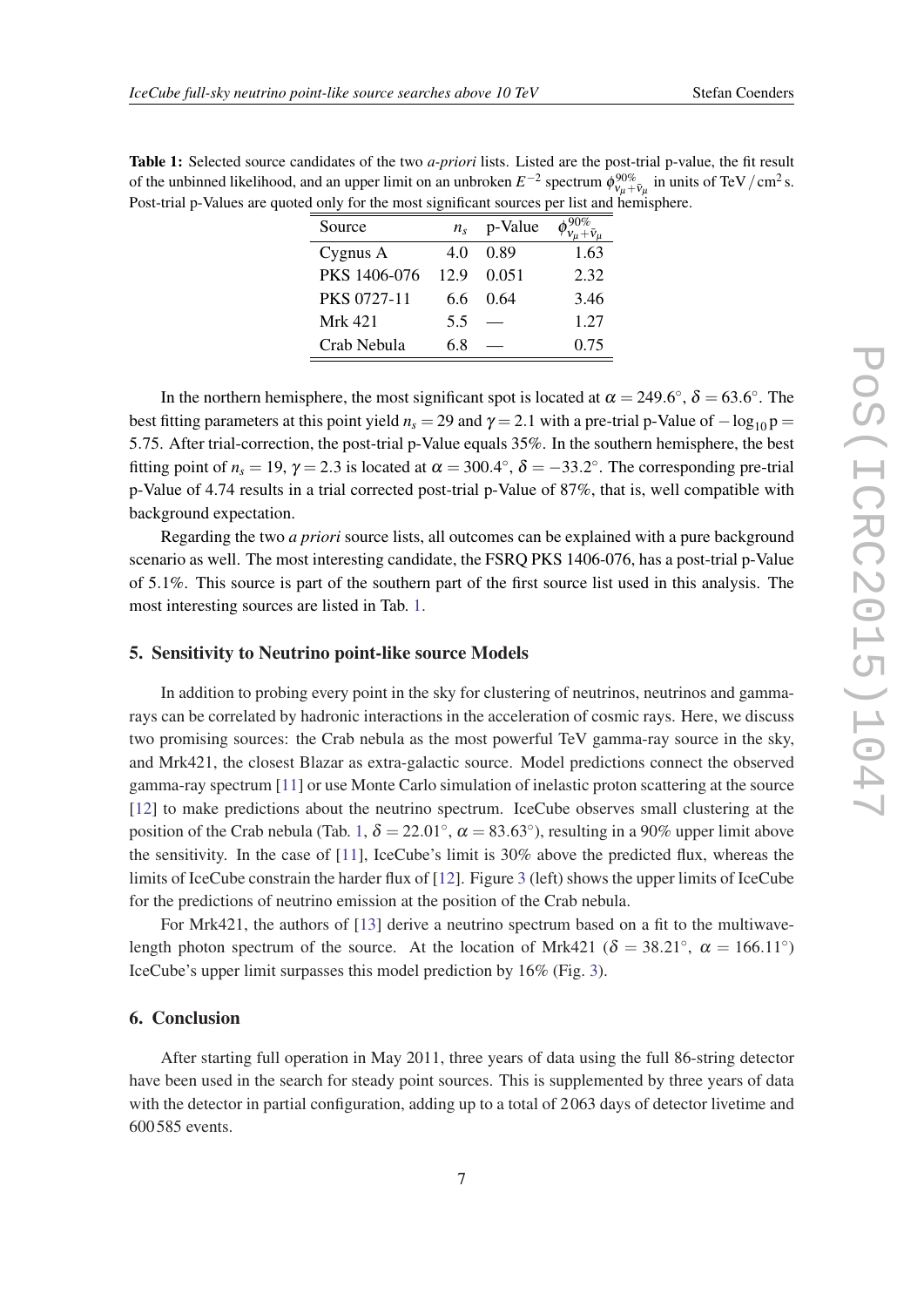**Table 1:** Selected source candidates of the two *a-priori* lists. Listed are the post-trial p-value, the fit result of the unbinned likelihood, and an upper limit on an unbroken $E^{-2}$ spectrum $\phi^{90\%}_{\nu_\mu+\bar{\nu}_\mu}$ in units of $\mathrm{TeV}/\mathrm{cm}^2\,\mathrm{s}$. Post-trial p-Values are quoted only for the most significant sources per list and hemisphere.

| Source | $n_s$ | p-Value | $\phi^{90\%}_{\nu_\mu+\bar{\nu}_\mu}$ |
|---|---|---|---|
| Cygnus A | 4.0 | 0.89 | 1.63 |
| PKS 1406-076 | 12.9 | 0.051 | 2.32 |
| PKS 0727-11 | 6.6 | 0.64 | 3.46 |
| Mrk 421 | 5.5 | — | 1.27 |
| Crab Nebula | 6.8 | — | 0.75 |

In the northern hemisphere, the most significant spot is located at $\alpha = 249.6^\circ$, $\delta = 63.6^\circ$. The best fitting parameters at this point yield $n_s = 29$ and $\gamma = 2.1$ with a pre-trial p-Value of $-\log_{10} \mathrm{p} = 5.75$. After trial-correction, the post-trial p-Value equals 35%. In the southern hemisphere, the best fitting point of $n_s = 19$, $\gamma = 2.3$ is located at $\alpha = 300.4^\circ$, $\delta = -33.2^\circ$. The corresponding pre-trial p-Value of 4.74 results in a trial corrected post-trial p-Value of 87%, that is, well compatible with background expectation.

Regarding the two *a priori* source lists, all outcomes can be explained with a pure background scenario as well. The most interesting candidate, the FSRQ PKS 1406-076, has a post-trial p-Value of 5.1%. This source is part of the southern part of the first source list used in this analysis. The most interesting sources are listed in Tab. 1.

## 5. Sensitivity to Neutrino point-like source Models

In addition to probing every point in the sky for clustering of neutrinos, neutrinos and gamma-rays can be correlated by hadronic interactions in the acceleration of cosmic rays. Here, we discuss two promising sources: the Crab nebula as the most powerful TeV gamma-ray source in the sky, and Mrk421, the closest Blazar as extra-galactic source. Model predictions connect the observed gamma-ray spectrum [11] or use Monte Carlo simulation of inelastic proton scattering at the source [12] to make predictions about the neutrino spectrum. IceCube observes small clustering at the position of the Crab nebula (Tab. 1, $\delta = 22.01^\circ$, $\alpha = 83.63^\circ$), resulting in a 90% upper limit above the sensitivity. In the case of [11], IceCube's limit is 30% above the predicted flux, whereas the limits of IceCube constrain the harder flux of [12]. Figure 3 (left) shows the upper limits of IceCube for the predictions of neutrino emission at the position of the Crab nebula.

For Mrk421, the authors of [13] derive a neutrino spectrum based on a fit to the multiwavelength photon spectrum of the source. At the location of Mrk421 ($\delta = 38.21^\circ$, $\alpha = 166.11^\circ$) IceCube's upper limit surpasses this model prediction by 16% (Fig. 3).

## 6. Conclusion

After starting full operation in May 2011, three years of data using the full 86-string detector have been used in the search for steady point sources. This is supplemented by three years of data with the detector in partial configuration, adding up to a total of 2063 days of detector livetime and 600585 events.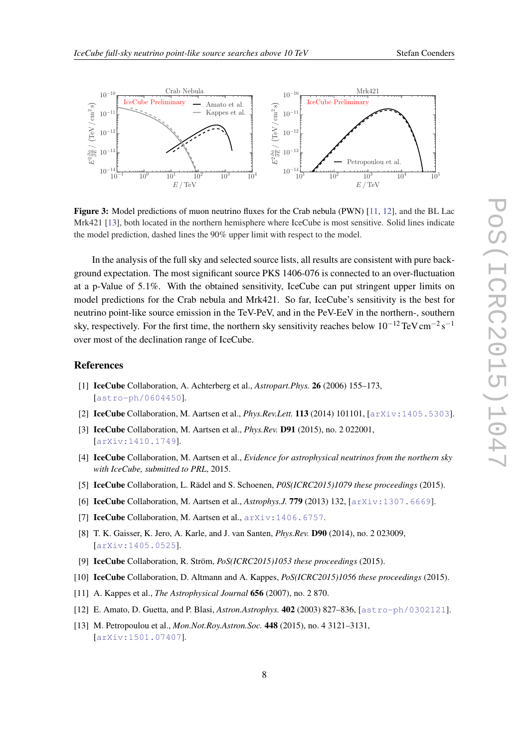Crab Nebula

IceCube Preliminary

Amato et al.

Kappes et al.

$E^2 \frac{\partial \phi}{\partial E}$ / (TeV / cm$^2$ s)

$10^{-10}$

$10^{-11}$

$10^{-12}$

$10^{-13}$

$10^{-14}$

$10^{-1}$ $10^{0}$ $10^{1}$ $10^{2}$ $10^{3}$ $10^{4}$

$E$ / TeV

Mrk421

IceCube Preliminary

Petropoulou et al.

$E^2 \frac{\partial \phi}{\partial E}$ / (TeV / cm$^2$ s)

$10^{-10}$

$10^{-11}$

$10^{-12}$

$10^{-13}$

$10^{-14}$

$10^{1}$ $10^{2}$ $10^{3}$ $10^{4}$ $10^{5}$

$E$ / TeV

**Figure 3:** Model predictions of muon neutrino fluxes for the Crab nebula (PWN) [11, 12], and the BL Lac Mrk421 [13], both located in the northern hemisphere where IceCube is most sensitive. Solid lines indicate the model prediction, dashed lines the 90% upper limit with respect to the model.

In the analysis of the full sky and selected source lists, all results are consistent with pure background expectation. The most significant source PKS 1406-076 is connected to an over-fluctuation at a p-Value of 5.1%. With the obtained sensitivity, IceCube can put stringent upper limits on model predictions for the Crab nebula and Mrk421. So far, IceCube's sensitivity is the best for neutrino point-like source emission in the TeV-PeV, and in the PeV-EeV in the northern-, southern sky, respectively. For the first time, the northern sky sensitivity reaches below $10^{-12}\,\mathrm{TeV\,cm^{-2}\,s^{-1}}$ over most of the declination range of IceCube.

## References

[1] **IceCube** Collaboration, A. Achterberg et al., *Astropart.Phys.* **26** (2006) 155–173, [astro-ph/0604450].

[2] **IceCube** Collaboration, M. Aartsen et al., *Phys.Rev.Lett.* **113** (2014) 101101, [arXiv:1405.5303].

[3] **IceCube** Collaboration, M. Aartsen et al., *Phys.Rev.* **D91** (2015), no. 2 022001, [arXiv:1410.1749].

[4] **IceCube** Collaboration, M. Aartsen et al., *Evidence for astrophysical neutrinos from the northern sky with IceCube, submitted to PRL*, 2015.

[5] **IceCube** Collaboration, L. Rädel and S. Schoenen, *P0S(ICRC2015)1079 these proceedings* (2015).

[6] **IceCube** Collaboration, M. Aartsen et al., *Astrophys.J.* **779** (2013) 132, [arXiv:1307.6669].

[7] **IceCube** Collaboration, M. Aartsen et al., arXiv:1406.6757.

[8] T. K. Gaisser, K. Jero, A. Karle, and J. van Santen, *Phys.Rev.* **D90** (2014), no. 2 023009, [arXiv:1405.0525].

[9] **IceCube** Collaboration, R. Ström, *PoS(ICRC2015)1053 these proceedings* (2015).

[10] **IceCube** Collaboration, D. Altmann and A. Kappes, *PoS(ICRC2015)1056 these proceedings* (2015).

[11] A. Kappes et al., *The Astrophysical Journal* **656** (2007), no. 2 870.

[12] E. Amato, D. Guetta, and P. Blasi, *Astron.Astrophys.* **402** (2003) 827–836, [astro-ph/0302121].

[13] M. Petropoulou et al., *Mon.Not.Roy.Astron.Soc.* **448** (2015), no. 4 3121–3131, [arXiv:1501.07407].